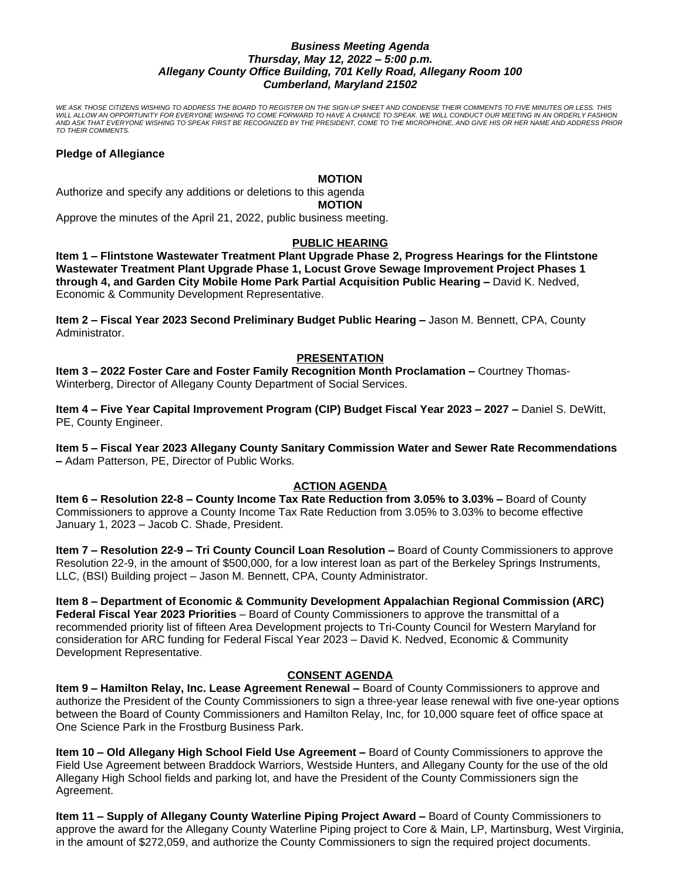***Business Meeting Agenda***
***Thursday, May 12, 2022 – 5:00 p.m.***
***Allegany County Office Building, 701 Kelly Road, Allegany Room 100***
***Cumberland, Maryland 21502***

*WE ASK THOSE CITIZENS WISHING TO ADDRESS THE BOARD TO REGISTER ON THE SIGN-UP SHEET AND CONDENSE THEIR COMMENTS TO FIVE MINUTES OR LESS. THIS WILL ALLOW AN OPPORTUNITY FOR EVERYONE WISHING TO COME FORWARD TO HAVE A CHANCE TO SPEAK. WE WILL CONDUCT OUR MEETING IN AN ORDERLY FASHION AND ASK THAT EVERYONE WISHING TO SPEAK FIRST BE RECOGNIZED BY THE PRESIDENT, COME TO THE MICROPHONE, AND GIVE HIS OR HER NAME AND ADDRESS PRIOR TO THEIR COMMENTS.*

**Pledge of Allegiance**

**MOTION**

Authorize and specify any additions or deletions to this agenda

**MOTION**

Approve the minutes of the April 21, 2022, public business meeting.

**PUBLIC HEARING**

**Item 1 – Flintstone Wastewater Treatment Plant Upgrade Phase 2, Progress Hearings for the Flintstone Wastewater Treatment Plant Upgrade Phase 1, Locust Grove Sewage Improvement Project Phases 1 through 4, and Garden City Mobile Home Park Partial Acquisition Public Hearing –** David K. Nedved, Economic & Community Development Representative.

**Item 2 – Fiscal Year 2023 Second Preliminary Budget Public Hearing –** Jason M. Bennett, CPA, County Administrator.

**PRESENTATION**

**Item 3 – 2022 Foster Care and Foster Family Recognition Month Proclamation –** Courtney Thomas-Winterberg, Director of Allegany County Department of Social Services.

**Item 4 – Five Year Capital Improvement Program (CIP) Budget Fiscal Year 2023 – 2027 –** Daniel S. DeWitt, PE, County Engineer.

**Item 5 – Fiscal Year 2023 Allegany County Sanitary Commission Water and Sewer Rate Recommendations –** Adam Patterson, PE, Director of Public Works.

**ACTION AGENDA**

**Item 6 – Resolution 22-8 – County Income Tax Rate Reduction from 3.05% to 3.03% –** Board of County Commissioners to approve a County Income Tax Rate Reduction from 3.05% to 3.03% to become effective January 1, 2023 – Jacob C. Shade, President.

**Item 7 – Resolution 22-9 – Tri County Council Loan Resolution –** Board of County Commissioners to approve Resolution 22-9, in the amount of $500,000, for a low interest loan as part of the Berkeley Springs Instruments, LLC, (BSI) Building project – Jason M. Bennett, CPA, County Administrator.

**Item 8 – Department of Economic & Community Development Appalachian Regional Commission (ARC) Federal Fiscal Year 2023 Priorities** – Board of County Commissioners to approve the transmittal of a recommended priority list of fifteen Area Development projects to Tri-County Council for Western Maryland for consideration for ARC funding for Federal Fiscal Year 2023 – David K. Nedved, Economic & Community Development Representative.

**CONSENT AGENDA**

**Item 9 – Hamilton Relay, Inc. Lease Agreement Renewal –** Board of County Commissioners to approve and authorize the President of the County Commissioners to sign a three-year lease renewal with five one-year options between the Board of County Commissioners and Hamilton Relay, Inc, for 10,000 square feet of office space at One Science Park in the Frostburg Business Park.

**Item 10 – Old Allegany High School Field Use Agreement –** Board of County Commissioners to approve the Field Use Agreement between Braddock Warriors, Westside Hunters, and Allegany County for the use of the old Allegany High School fields and parking lot, and have the President of the County Commissioners sign the Agreement.

**Item 11 – Supply of Allegany County Waterline Piping Project Award –** Board of County Commissioners to approve the award for the Allegany County Waterline Piping project to Core & Main, LP, Martinsburg, West Virginia, in the amount of $272,059, and authorize the County Commissioners to sign the required project documents.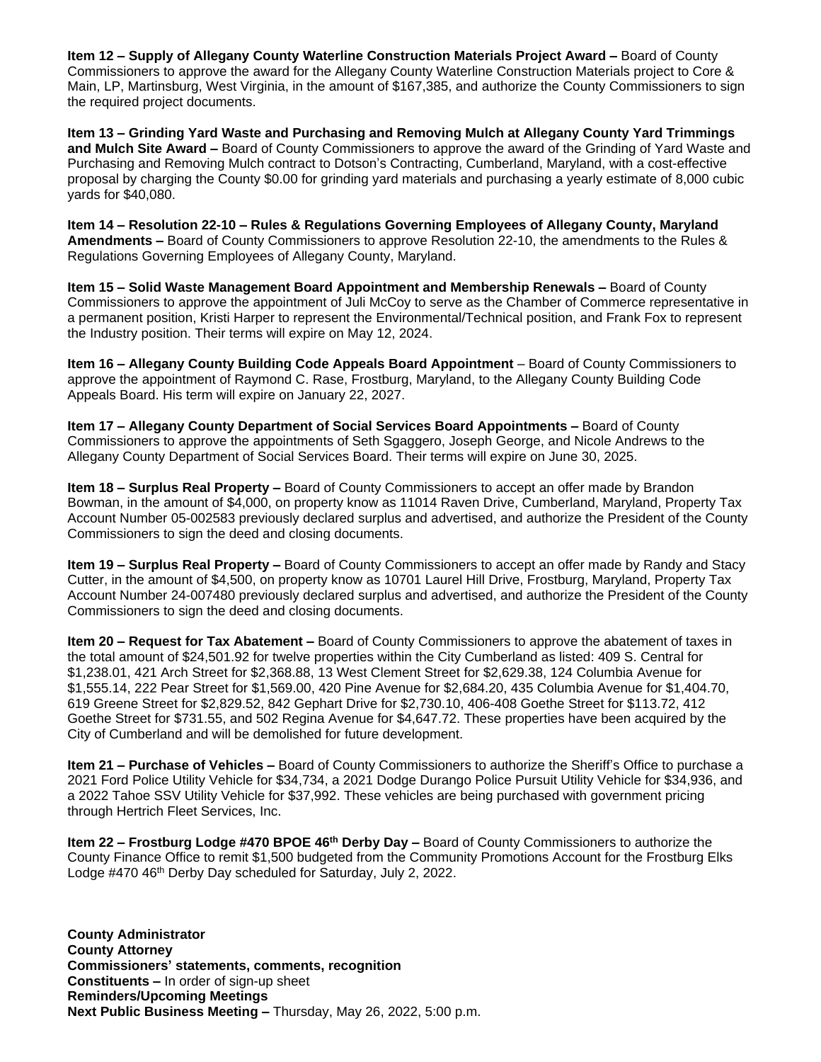**Item 12 – Supply of Allegany County Waterline Construction Materials Project Award –** Board of County Commissioners to approve the award for the Allegany County Waterline Construction Materials project to Core & Main, LP, Martinsburg, West Virginia, in the amount of $167,385, and authorize the County Commissioners to sign the required project documents.

**Item 13 – Grinding Yard Waste and Purchasing and Removing Mulch at Allegany County Yard Trimmings and Mulch Site Award –** Board of County Commissioners to approve the award of the Grinding of Yard Waste and Purchasing and Removing Mulch contract to Dotson's Contracting, Cumberland, Maryland, with a cost-effective proposal by charging the County $0.00 for grinding yard materials and purchasing a yearly estimate of 8,000 cubic yards for $40,080.

**Item 14 – Resolution 22-10 – Rules & Regulations Governing Employees of Allegany County, Maryland Amendments –** Board of County Commissioners to approve Resolution 22-10, the amendments to the Rules & Regulations Governing Employees of Allegany County, Maryland.

**Item 15 – Solid Waste Management Board Appointment and Membership Renewals –** Board of County Commissioners to approve the appointment of Juli McCoy to serve as the Chamber of Commerce representative in a permanent position, Kristi Harper to represent the Environmental/Technical position, and Frank Fox to represent the Industry position. Their terms will expire on May 12, 2024.

**Item 16 – Allegany County Building Code Appeals Board Appointment** – Board of County Commissioners to approve the appointment of Raymond C. Rase, Frostburg, Maryland, to the Allegany County Building Code Appeals Board. His term will expire on January 22, 2027.

**Item 17 – Allegany County Department of Social Services Board Appointments –** Board of County Commissioners to approve the appointments of Seth Sgaggero, Joseph George, and Nicole Andrews to the Allegany County Department of Social Services Board. Their terms will expire on June 30, 2025.

**Item 18 – Surplus Real Property –** Board of County Commissioners to accept an offer made by Brandon Bowman, in the amount of $4,000, on property know as 11014 Raven Drive, Cumberland, Maryland, Property Tax Account Number 05-002583 previously declared surplus and advertised, and authorize the President of the County Commissioners to sign the deed and closing documents.

**Item 19 – Surplus Real Property –** Board of County Commissioners to accept an offer made by Randy and Stacy Cutter, in the amount of $4,500, on property know as 10701 Laurel Hill Drive, Frostburg, Maryland, Property Tax Account Number 24-007480 previously declared surplus and advertised, and authorize the President of the County Commissioners to sign the deed and closing documents.

**Item 20 – Request for Tax Abatement –** Board of County Commissioners to approve the abatement of taxes in the total amount of $24,501.92 for twelve properties within the City Cumberland as listed: 409 S. Central for $1,238.01, 421 Arch Street for $2,368.88, 13 West Clement Street for $2,629.38, 124 Columbia Avenue for $1,555.14, 222 Pear Street for $1,569.00, 420 Pine Avenue for $2,684.20, 435 Columbia Avenue for $1,404.70, 619 Greene Street for $2,829.52, 842 Gephart Drive for $2,730.10, 406-408 Goethe Street for $113.72, 412 Goethe Street for $731.55, and 502 Regina Avenue for $4,647.72. These properties have been acquired by the City of Cumberland and will be demolished for future development.

**Item 21 – Purchase of Vehicles –** Board of County Commissioners to authorize the Sheriff's Office to purchase a 2021 Ford Police Utility Vehicle for $34,734, a 2021 Dodge Durango Police Pursuit Utility Vehicle for $34,936, and a 2022 Tahoe SSV Utility Vehicle for $37,992. These vehicles are being purchased with government pricing through Hertrich Fleet Services, Inc.

**Item 22 – Frostburg Lodge #470 BPOE 46th Derby Day –** Board of County Commissioners to authorize the County Finance Office to remit $1,500 budgeted from the Community Promotions Account for the Frostburg Elks Lodge #470 46th Derby Day scheduled for Saturday, July 2, 2022.

**County Administrator**
**County Attorney**
**Commissioners' statements, comments, recognition**
**Constituents –** In order of sign-up sheet
**Reminders/Upcoming Meetings**
**Next Public Business Meeting –** Thursday, May 26, 2022, 5:00 p.m.